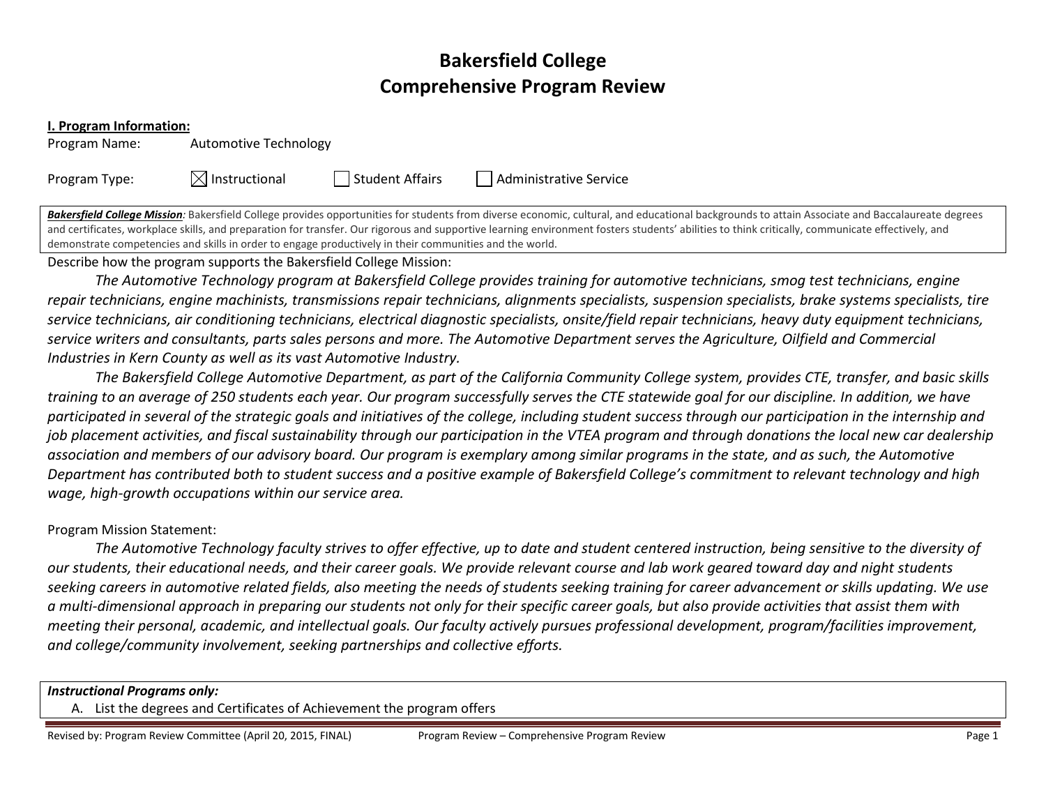# Bakersfield College
# Comprehensive Program Review

**I. Program Information:**

Program Name: Automotive Technology

Program Type: ☒ Instructional ☐ Student Affairs ☐ Administrative Service

***Bakersfield College Mission***: Bakersfield College provides opportunities for students from diverse economic, cultural, and educational backgrounds to attain Associate and Baccalaureate degrees and certificates, workplace skills, and preparation for transfer. Our rigorous and supportive learning environment fosters students' abilities to think critically, communicate effectively, and demonstrate competencies and skills in order to engage productively in their communities and the world.

Describe how the program supports the Bakersfield College Mission:

*The Automotive Technology program at Bakersfield College provides training for automotive technicians, smog test technicians, engine repair technicians, engine machinists, transmissions repair technicians, alignments specialists, suspension specialists, brake systems specialists, tire service technicians, air conditioning technicians, electrical diagnostic specialists, onsite/field repair technicians, heavy duty equipment technicians, service writers and consultants, parts sales persons and more. The Automotive Department serves the Agriculture, Oilfield and Commercial Industries in Kern County as well as its vast Automotive Industry.*

*The Bakersfield College Automotive Department, as part of the California Community College system, provides CTE, transfer, and basic skills training to an average of 250 students each year. Our program successfully serves the CTE statewide goal for our discipline. In addition, we have participated in several of the strategic goals and initiatives of the college, including student success through our participation in the internship and job placement activities, and fiscal sustainability through our participation in the VTEA program and through donations the local new car dealership association and members of our advisory board. Our program is exemplary among similar programs in the state, and as such, the Automotive Department has contributed both to student success and a positive example of Bakersfield College's commitment to relevant technology and high wage, high-growth occupations within our service area.*

Program Mission Statement:

*The Automotive Technology faculty strives to offer effective, up to date and student centered instruction, being sensitive to the diversity of our students, their educational needs, and their career goals. We provide relevant course and lab work geared toward day and night students seeking careers in automotive related fields, also meeting the needs of students seeking training for career advancement or skills updating. We use a multi-dimensional approach in preparing our students not only for their specific career goals, but also provide activities that assist them with meeting their personal, academic, and intellectual goals. Our faculty actively pursues professional development, program/facilities improvement, and college/community involvement, seeking partnerships and collective efforts.*

***Instructional Programs only:***

A. List the degrees and Certificates of Achievement the program offers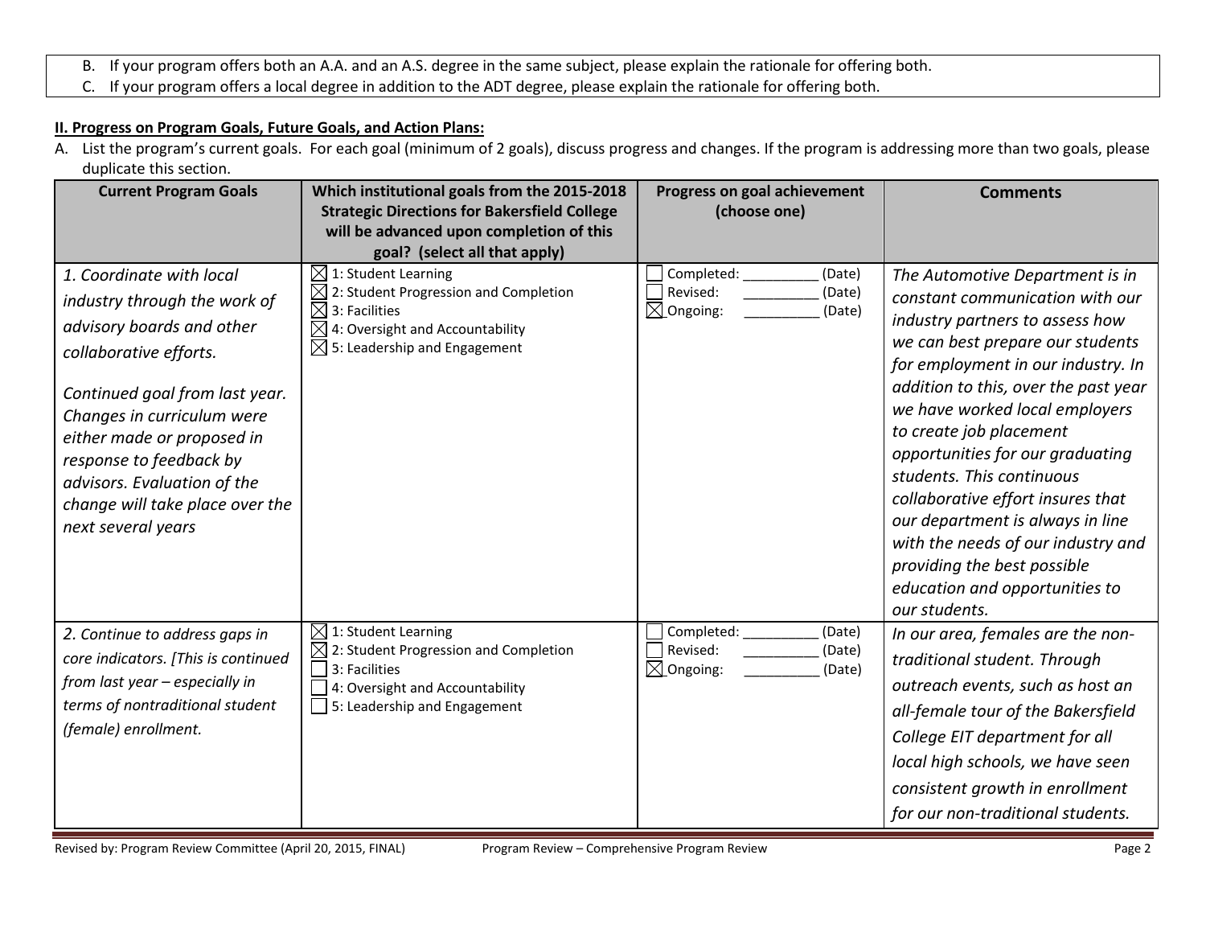B. If your program offers both an A.A. and an A.S. degree in the same subject, please explain the rationale for offering both.

C. If your program offers a local degree in addition to the ADT degree, please explain the rationale for offering both.

**II. Progress on Program Goals, Future Goals, and Action Plans:**

A. List the program's current goals. For each goal (minimum of 2 goals), discuss progress and changes. If the program is addressing more than two goals, please duplicate this section.

| Current Program Goals | Which institutional goals from the 2015-2018 Strategic Directions for Bakersfield College will be advanced upon completion of this goal? (select all that apply) | Progress on goal achievement (choose one) | Comments |
|---|---|---|---|
| *1. Coordinate with local industry through the work of advisory boards and other collaborative efforts.*<br><br>*Continued goal from last year. Changes in curriculum were either made or proposed in response to feedback by advisors. Evaluation of the change will take place over the next several years* | ☒ 1: Student Learning<br>☒ 2: Student Progression and Completion<br>☒ 3: Facilities<br>☒ 4: Oversight and Accountability<br>☒ 5: Leadership and Engagement | ☐ Completed: _________ (Date)<br>☐ Revised: _________ (Date)<br>☒ Ongoing: _________ (Date) | *The Automotive Department is in constant communication with our industry partners to assess how we can best prepare our students for employment in our industry. In addition to this, over the past year we have worked local employers to create job placement opportunities for our graduating students. This continuous collaborative effort insures that our department is always in line with the needs of our industry and providing the best possible education and opportunities to our students.* |
| *2. Continue to address gaps in core indicators. [This is continued from last year – especially in terms of nontraditional student (female) enrollment.* | ☒ 1: Student Learning<br>☒ 2: Student Progression and Completion<br>☐ 3: Facilities<br>☐ 4: Oversight and Accountability<br>☐ 5: Leadership and Engagement | ☐ Completed: _________ (Date)<br>☐ Revised: _________ (Date)<br>☒ Ongoing: _________ (Date) | *In our area, females are the non-traditional student. Through outreach events, such as host an all-female tour of the Bakersfield College EIT department for all local high schools, we have seen consistent growth in enrollment for our non-traditional students.* |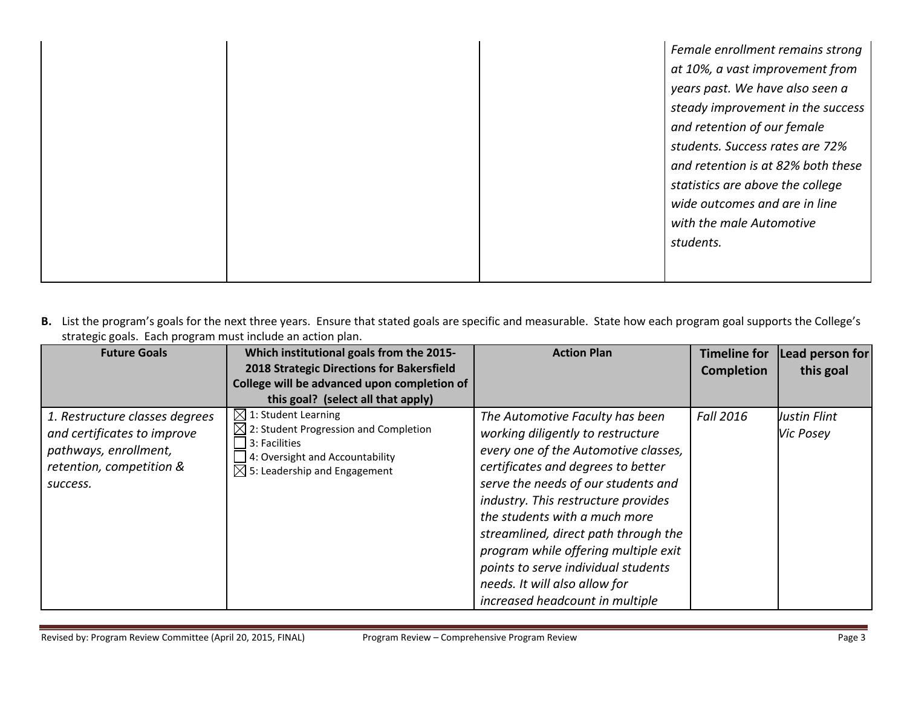| | | | |
|---|---|---|---|
| | | | *Female enrollment remains strong at 10%, a vast improvement from years past. We have also seen a steady improvement in the success and retention of our female students. Success rates are 72% and retention is at 82% both these statistics are above the college wide outcomes and are in line with the male Automotive students.* |

**B.** List the program's goals for the next three years. Ensure that stated goals are specific and measurable. State how each program goal supports the College's strategic goals. Each program must include an action plan.

| Future Goals | Which institutional goals from the 2015-2018 Strategic Directions for Bakersfield College will be advanced upon completion of this goal? (select all that apply) | Action Plan | Timeline for Completion | Lead person for this goal |
|---|---|---|---|---|
| *1. Restructure classes degrees and certificates to improve pathways, enrollment, retention, competition & success.* | ☒ 1: Student Learning<br>☒ 2: Student Progression and Completion<br>☐ 3: Facilities<br>☐ 4: Oversight and Accountability<br>☒ 5: Leadership and Engagement | *The Automotive Faculty has been working diligently to restructure every one of the Automotive classes, certificates and degrees to better serve the needs of our students and industry. This restructure provides the students with a much more streamlined, direct path through the program while offering multiple exit points to serve individual students needs. It will also allow for increased headcount in multiple* | *Fall 2016* | *Justin Flint*<br>*Vic Posey* |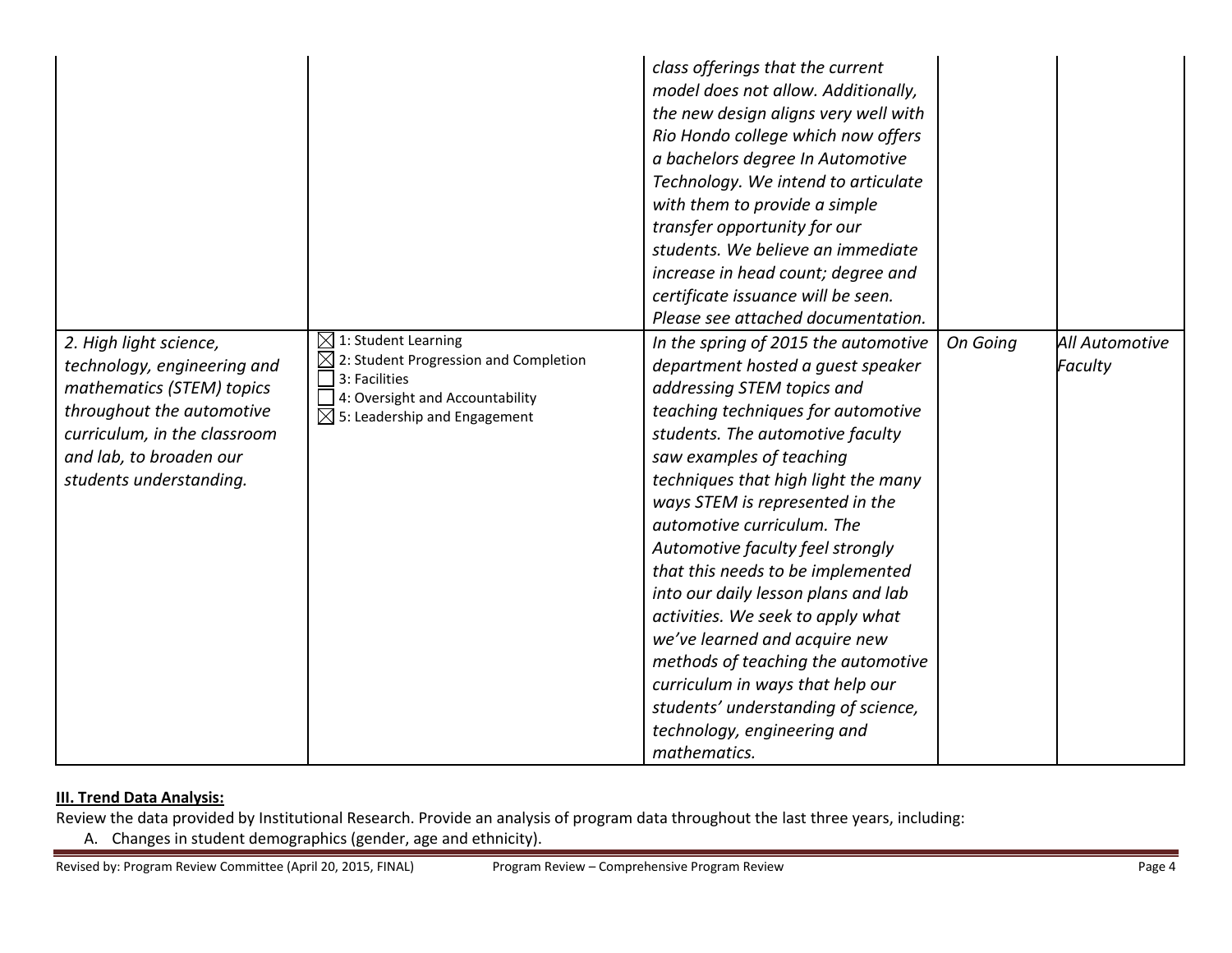| | | | | |
|---|---|---|---|---|
| | | *class offerings that the current model does not allow. Additionally, the new design aligns very well with Rio Hondo college which now offers a bachelors degree In Automotive Technology. We intend to articulate with them to provide a simple transfer opportunity for our students. We believe an immediate increase in head count; degree and certificate issuance will be seen. Please see attached documentation.* | | |
| *2. High light science, technology, engineering and mathematics (STEM) topics throughout the automotive curriculum, in the classroom and lab, to broaden our students understanding.* | ☒ 1: Student Learning<br>☒ 2: Student Progression and Completion<br>☐ 3: Facilities<br>☐ 4: Oversight and Accountability<br>☒ 5: Leadership and Engagement | *In the spring of 2015 the automotive department hosted a guest speaker addressing STEM topics and teaching techniques for automotive students. The automotive faculty saw examples of teaching techniques that high light the many ways STEM is represented in the automotive curriculum. The Automotive faculty feel strongly that this needs to be implemented into our daily lesson plans and lab activities. We seek to apply what we've learned and acquire new methods of teaching the automotive curriculum in ways that help our students' understanding of science, technology, engineering and mathematics.* | *On Going* | *All Automotive Faculty* |

**III. Trend Data Analysis:**

Review the data provided by Institutional Research. Provide an analysis of program data throughout the last three years, including:

A. Changes in student demographics (gender, age and ethnicity).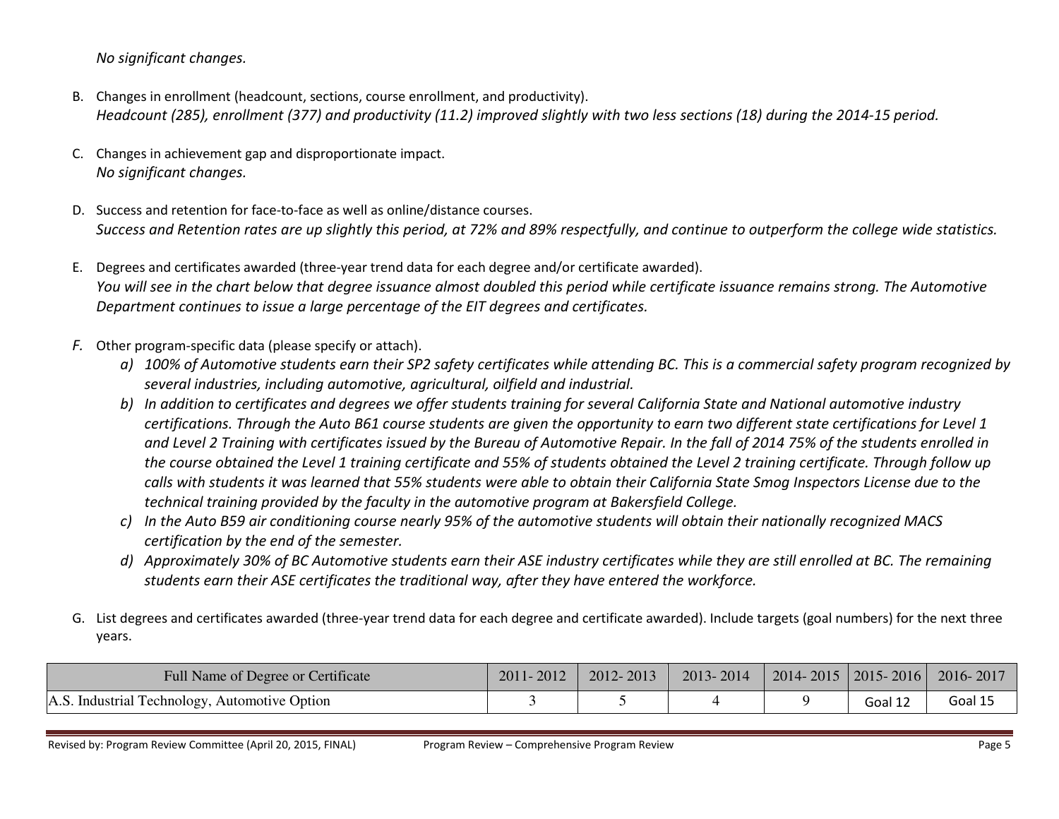*No significant changes.*

B. Changes in enrollment (headcount, sections, course enrollment, and productivity).
*Headcount (285), enrollment (377) and productivity (11.2) improved slightly with two less sections (18) during the 2014-15 period.*

C. Changes in achievement gap and disproportionate impact.
*No significant changes.*

D. Success and retention for face-to-face as well as online/distance courses.
*Success and Retention rates are up slightly this period, at 72% and 89% respectfully, and continue to outperform the college wide statistics.*

E. Degrees and certificates awarded (three-year trend data for each degree and/or certificate awarded).
*You will see in the chart below that degree issuance almost doubled this period while certificate issuance remains strong. The Automotive Department continues to issue a large percentage of the EIT degrees and certificates.*

*F.* Other program-specific data (please specify or attach).

*a) 100% of Automotive students earn their SP2 safety certificates while attending BC. This is a commercial safety program recognized by several industries, including automotive, agricultural, oilfield and industrial.*

*b) In addition to certificates and degrees we offer students training for several California State and National automotive industry certifications. Through the Auto B61 course students are given the opportunity to earn two different state certifications for Level 1 and Level 2 Training with certificates issued by the Bureau of Automotive Repair. In the fall of 2014 75% of the students enrolled in the course obtained the Level 1 training certificate and 55% of students obtained the Level 2 training certificate. Through follow up calls with students it was learned that 55% students were able to obtain their California State Smog Inspectors License due to the technical training provided by the faculty in the automotive program at Bakersfield College.*

*c) In the Auto B59 air conditioning course nearly 95% of the automotive students will obtain their nationally recognized MACS certification by the end of the semester.*

*d) Approximately 30% of BC Automotive students earn their ASE industry certificates while they are still enrolled at BC. The remaining students earn their ASE certificates the traditional way, after they have entered the workforce.*

G. List degrees and certificates awarded (three-year trend data for each degree and certificate awarded). Include targets (goal numbers) for the next three years.

| Full Name of Degree or Certificate | 2011- 2012 | 2012- 2013 | 2013- 2014 | 2014- 2015 | 2015- 2016 | 2016- 2017 |
|---|---|---|---|---|---|---|
| A.S. Industrial Technology, Automotive Option | 3 | 5 | 4 | 9 | Goal 12 | Goal 15 |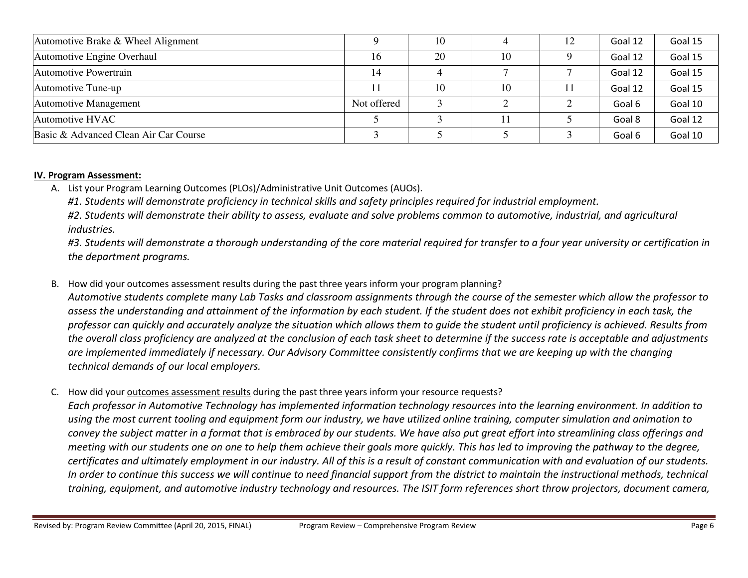| | | | | | | |
|---|---|---|---|---|---|---|
| Automotive Brake & Wheel Alignment | 9 | 10 | 4 | 12 | Goal 12 | Goal 15 |
| Automotive Engine Overhaul | 16 | 20 | 10 | 9 | Goal 12 | Goal 15 |
| Automotive Powertrain | 14 | 4 | 7 | 7 | Goal 12 | Goal 15 |
| Automotive Tune-up | 11 | 10 | 10 | 11 | Goal 12 | Goal 15 |
| Automotive Management | Not offered | 3 | 2 | 2 | Goal 6 | Goal 10 |
| Automotive HVAC | 5 | 3 | 11 | 5 | Goal 8 | Goal 12 |
| Basic & Advanced Clean Air Car Course | 3 | 5 | 5 | 3 | Goal 6 | Goal 10 |

**IV. Program Assessment:**

A. List your Program Learning Outcomes (PLOs)/Administrative Unit Outcomes (AUOs).

*#1. Students will demonstrate proficiency in technical skills and safety principles required for industrial employment.*

*#2. Students will demonstrate their ability to assess, evaluate and solve problems common to automotive, industrial, and agricultural industries.*

*#3. Students will demonstrate a thorough understanding of the core material required for transfer to a four year university or certification in the department programs.*

B. How did your outcomes assessment results during the past three years inform your program planning?

*Automotive students complete many Lab Tasks and classroom assignments through the course of the semester which allow the professor to assess the understanding and attainment of the information by each student. If the student does not exhibit proficiency in each task, the professor can quickly and accurately analyze the situation which allows them to guide the student until proficiency is achieved. Results from the overall class proficiency are analyzed at the conclusion of each task sheet to determine if the success rate is acceptable and adjustments are implemented immediately if necessary. Our Advisory Committee consistently confirms that we are keeping up with the changing technical demands of our local employers.*

C. How did your outcomes assessment results during the past three years inform your resource requests?

*Each professor in Automotive Technology has implemented information technology resources into the learning environment. In addition to using the most current tooling and equipment form our industry, we have utilized online training, computer simulation and animation to convey the subject matter in a format that is embraced by our students. We have also put great effort into streamlining class offerings and meeting with our students one on one to help them achieve their goals more quickly. This has led to improving the pathway to the degree, certificates and ultimately employment in our industry. All of this is a result of constant communication with and evaluation of our students. In order to continue this success we will continue to need financial support from the district to maintain the instructional methods, technical training, equipment, and automotive industry technology and resources. The ISIT form references short throw projectors, document camera,*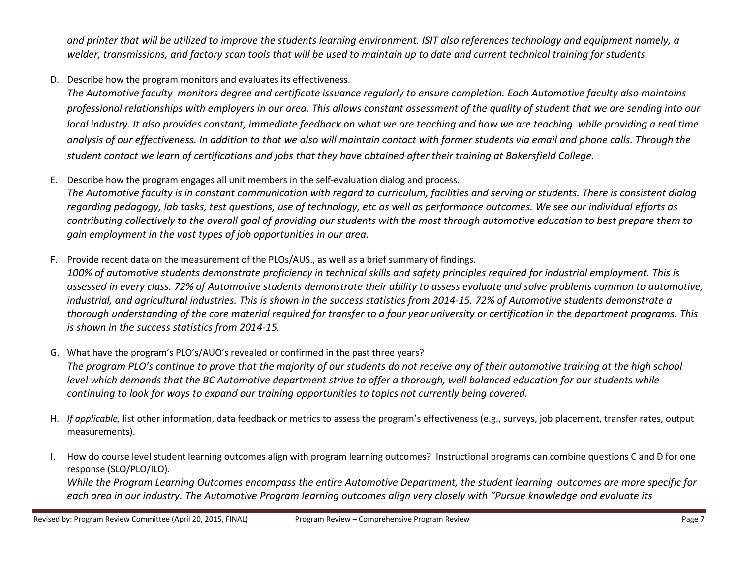*and printer that will be utilized to improve the students learning environment. ISIT also references technology and equipment namely, a welder, transmissions, and factory scan tools that will be used to maintain up to date and current technical training for students.*

D. Describe how the program monitors and evaluates its effectiveness.
*The Automotive faculty monitors degree and certificate issuance regularly to ensure completion. Each Automotive faculty also maintains professional relationships with employers in our area. This allows constant assessment of the quality of student that we are sending into our local industry. It also provides constant, immediate feedback on what we are teaching and how we are teaching while providing a real time analysis of our effectiveness. In addition to that we also will maintain contact with former students via email and phone calls. Through the student contact we learn of certifications and jobs that they have obtained after their training at Bakersfield College.*

E. Describe how the program engages all unit members in the self-evaluation dialog and process.
*The Automotive faculty is in constant communication with regard to curriculum, facilities and serving or students. There is consistent dialog regarding pedagogy, lab tasks, test questions, use of technology, etc as well as performance outcomes. We see our individual efforts as contributing collectively to the overall goal of providing our students with the most through automotive education to best prepare them to gain employment in the vast types of job opportunities in our area.*

F. Provide recent data on the measurement of the PLOs/AUS., as well as a brief summary of findings.
*100% of automotive students demonstrate proficiency in technical skills and safety principles required for industrial employment. This is assessed in every class. 72% of Automotive students demonstrate their ability to assess evaluate and solve problems common to automotive, industrial, and agricultur**a**l industries. This is shown in the success statistics from 2014-15. 72% of Automotive students demonstrate a thorough understanding of the core material required for transfer to a four year university or certification in the department programs. This is shown in the success statistics from 2014-15.*

G. What have the program's PLO's/AUO's revealed or confirmed in the past three years?
*The program PLO's continue to prove that the majority of our students do not receive any of their automotive training at the high school level which demands that the BC Automotive department strive to offer a thorough, well balanced education for our students while continuing to look for ways to expand our training opportunities to topics not currently being covered.*

H. *If applicable,* list other information, data feedback or metrics to assess the program's effectiveness (e.g., surveys, job placement, transfer rates, output measurements).

I. How do course level student learning outcomes align with program learning outcomes? Instructional programs can combine questions C and D for one response (SLO/PLO/ILO).
*While the Program Learning Outcomes encompass the entire Automotive Department, the student learning outcomes are more specific for each area in our industry. The Automotive Program learning outcomes align very closely with "Pursue knowledge and evaluate its*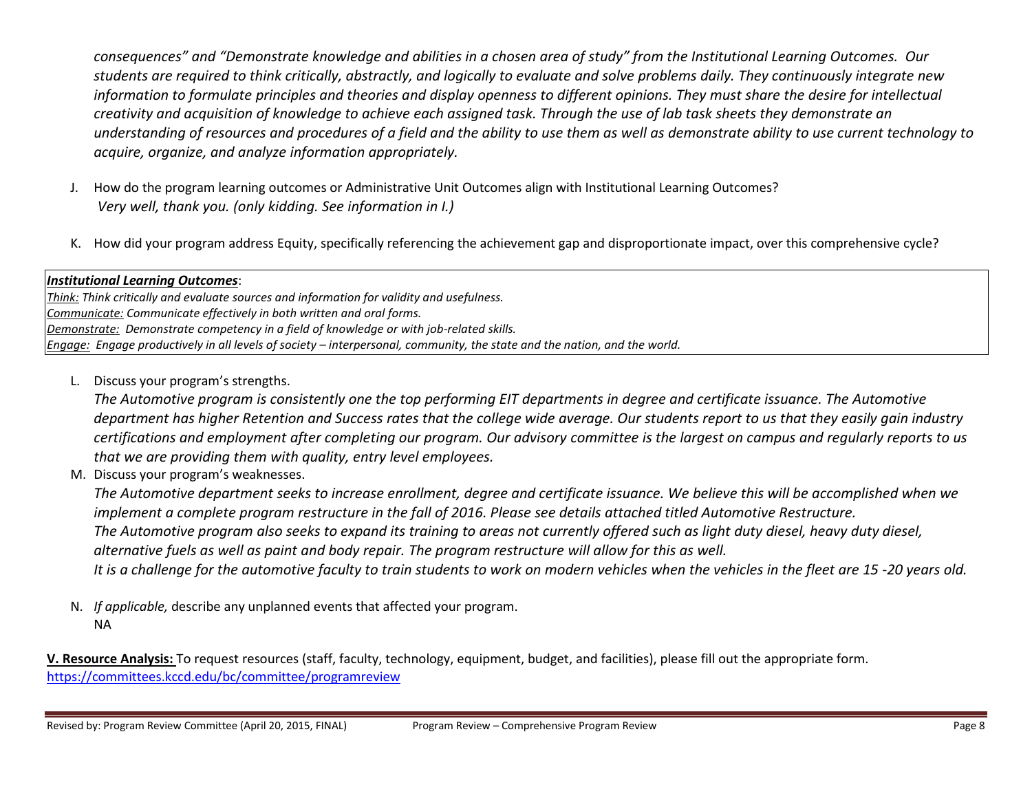*consequences" and "Demonstrate knowledge and abilities in a chosen area of study" from the Institutional Learning Outcomes. Our students are required to think critically, abstractly, and logically to evaluate and solve problems daily. They continuously integrate new information to formulate principles and theories and display openness to different opinions. They must share the desire for intellectual creativity and acquisition of knowledge to achieve each assigned task. Through the use of lab task sheets they demonstrate an understanding of resources and procedures of a field and the ability to use them as well as demonstrate ability to use current technology to acquire, organize, and analyze information appropriately.*

J. How do the program learning outcomes or Administrative Unit Outcomes align with Institutional Learning Outcomes?
   *Very well, thank you. (only kidding. See information in I.)*

K. How did your program address Equity, specifically referencing the achievement gap and disproportionate impact, over this comprehensive cycle?

***Institutional Learning Outcomes***:
*Think: Think critically and evaluate sources and information for validity and usefulness.*
*Communicate: Communicate effectively in both written and oral forms.*
*Demonstrate: Demonstrate competency in a field of knowledge or with job-related skills.*
*Engage: Engage productively in all levels of society – interpersonal, community, the state and the nation, and the world.*

L. Discuss your program's strengths.
   *The Automotive program is consistently one the top performing EIT departments in degree and certificate issuance. The Automotive department has higher Retention and Success rates that the college wide average. Our students report to us that they easily gain industry certifications and employment after completing our program. Our advisory committee is the largest on campus and regularly reports to us that we are providing them with quality, entry level employees.*

M. Discuss your program's weaknesses.
   *The Automotive department seeks to increase enrollment, degree and certificate issuance. We believe this will be accomplished when we implement a complete program restructure in the fall of 2016. Please see details attached titled Automotive Restructure.*
   *The Automotive program also seeks to expand its training to areas not currently offered such as light duty diesel, heavy duty diesel, alternative fuels as well as paint and body repair. The program restructure will allow for this as well.*
   *It is a challenge for the automotive faculty to train students to work on modern vehicles when the vehicles in the fleet are 15 -20 years old.*

N. *If applicable,* describe any unplanned events that affected your program.
   NA

**V. Resource Analysis:** To request resources (staff, faculty, technology, equipment, budget, and facilities), please fill out the appropriate form.
https://committees.kccd.edu/bc/committee/programreview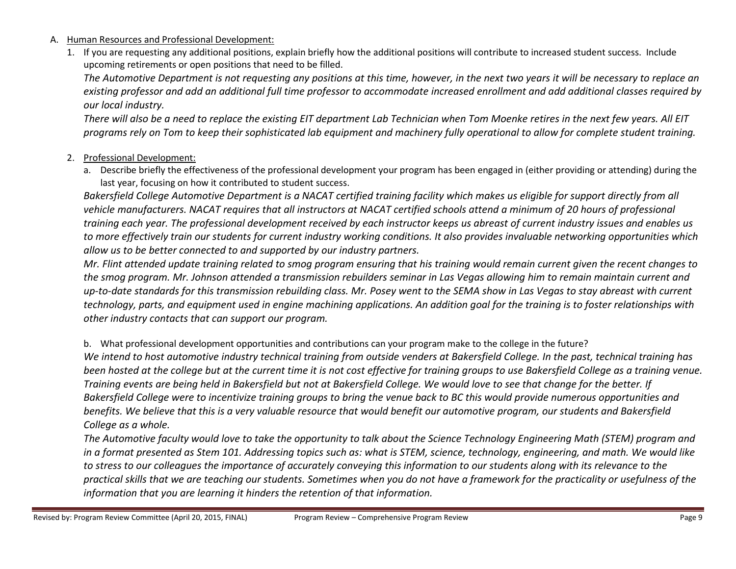A. <u>Human Resources and Professional Development:</u>

1. If you are requesting any additional positions, explain briefly how the additional positions will contribute to increased student success. Include upcoming retirements or open positions that need to be filled.

   *The Automotive Department is not requesting any positions at this time, however, in the next two years it will be necessary to replace an existing professor and add an additional full time professor to accommodate increased enrollment and add additional classes required by our local industry.*

   *There will also be a need to replace the existing EIT department Lab Technician when Tom Moenke retires in the next few years. All EIT programs rely on Tom to keep their sophisticated lab equipment and machinery fully operational to allow for complete student training.*

2. <u>Professional Development:</u>

   a. Describe briefly the effectiveness of the professional development your program has been engaged in (either providing or attending) during the last year, focusing on how it contributed to student success.

   *Bakersfield College Automotive Department is a NACAT certified training facility which makes us eligible for support directly from all vehicle manufacturers. NACAT requires that all instructors at NACAT certified schools attend a minimum of 20 hours of professional training each year. The professional development received by each instructor keeps us abreast of current industry issues and enables us to more effectively train our students for current industry working conditions. It also provides invaluable networking opportunities which allow us to be better connected to and supported by our industry partners.*

   *Mr. Flint attended update training related to smog program ensuring that his training would remain current given the recent changes to the smog program. Mr. Johnson attended a transmission rebuilders seminar in Las Vegas allowing him to remain maintain current and up-to-date standards for this transmission rebuilding class. Mr. Posey went to the SEMA show in Las Vegas to stay abreast with current technology, parts, and equipment used in engine machining applications. An addition goal for the training is to foster relationships with other industry contacts that can support our program.*

   b. What professional development opportunities and contributions can your program make to the college in the future?

   *We intend to host automotive industry technical training from outside venders at Bakersfield College. In the past, technical training has been hosted at the college but at the current time it is not cost effective for training groups to use Bakersfield College as a training venue. Training events are being held in Bakersfield but not at Bakersfield College. We would love to see that change for the better. If Bakersfield College were to incentivize training groups to bring the venue back to BC this would provide numerous opportunities and benefits. We believe that this is a very valuable resource that would benefit our automotive program, our students and Bakersfield College as a whole.*

   *The Automotive faculty would love to take the opportunity to talk about the Science Technology Engineering Math (STEM) program and in a format presented as Stem 101. Addressing topics such as: what is STEM, science, technology, engineering, and math. We would like to stress to our colleagues the importance of accurately conveying this information to our students along with its relevance to the practical skills that we are teaching our students. Sometimes when you do not have a framework for the practicality or usefulness of the information that you are learning it hinders the retention of that information.*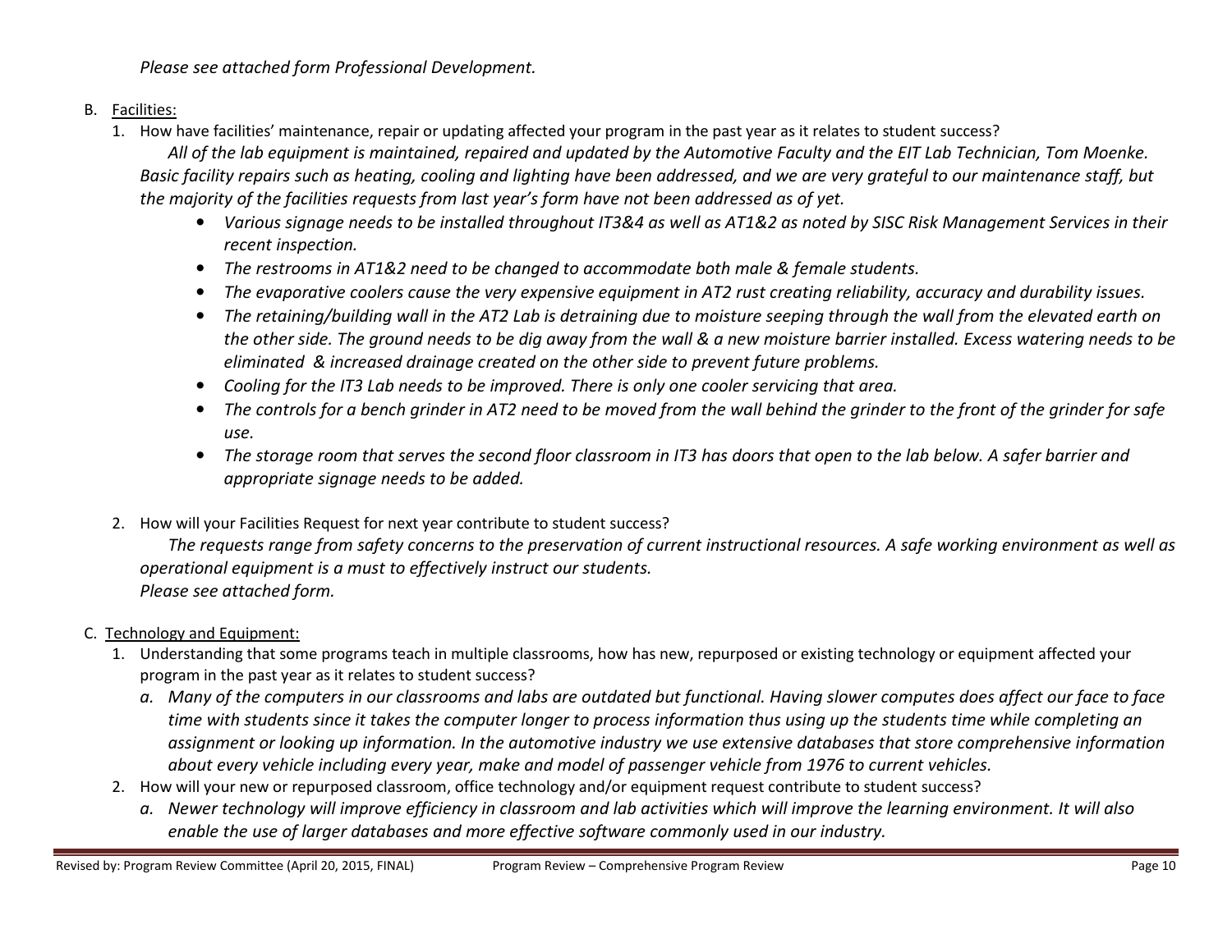*Please see attached form Professional Development.*

B. Facilities:

1. How have facilities' maintenance, repair or updating affected your program in the past year as it relates to student success?

   *All of the lab equipment is maintained, repaired and updated by the Automotive Faculty and the EIT Lab Technician, Tom Moenke. Basic facility repairs such as heating, cooling and lighting have been addressed, and we are very grateful to our maintenance staff, but the majority of the facilities requests from last year's form have not been addressed as of yet.*

   - *Various signage needs to be installed throughout IT3&4 as well as AT1&2 as noted by SISC Risk Management Services in their recent inspection.*
   - *The restrooms in AT1&2 need to be changed to accommodate both male & female students.*
   - *The evaporative coolers cause the very expensive equipment in AT2 rust creating reliability, accuracy and durability issues.*
   - *The retaining/building wall in the AT2 Lab is detraining due to moisture seeping through the wall from the elevated earth on the other side. The ground needs to be dig away from the wall & a new moisture barrier installed. Excess watering needs to be eliminated & increased drainage created on the other side to prevent future problems.*
   - *Cooling for the IT3 Lab needs to be improved. There is only one cooler servicing that area.*
   - *The controls for a bench grinder in AT2 need to be moved from the wall behind the grinder to the front of the grinder for safe use.*
   - *The storage room that serves the second floor classroom in IT3 has doors that open to the lab below. A safer barrier and appropriate signage needs to be added.*

2. How will your Facilities Request for next year contribute to student success?

   *The requests range from safety concerns to the preservation of current instructional resources. A safe working environment as well as operational equipment is a must to effectively instruct our students.*
   *Please see attached form.*

C. Technology and Equipment:

1. Understanding that some programs teach in multiple classrooms, how has new, repurposed or existing technology or equipment affected your program in the past year as it relates to student success?
   a. *Many of the computers in our classrooms and labs are outdated but functional. Having slower computes does affect our face to face time with students since it takes the computer longer to process information thus using up the students time while completing an assignment or looking up information. In the automotive industry we use extensive databases that store comprehensive information about every vehicle including every year, make and model of passenger vehicle from 1976 to current vehicles.*
2. How will your new or repurposed classroom, office technology and/or equipment request contribute to student success?
   a. *Newer technology will improve efficiency in classroom and lab activities which will improve the learning environment. It will also enable the use of larger databases and more effective software commonly used in our industry.*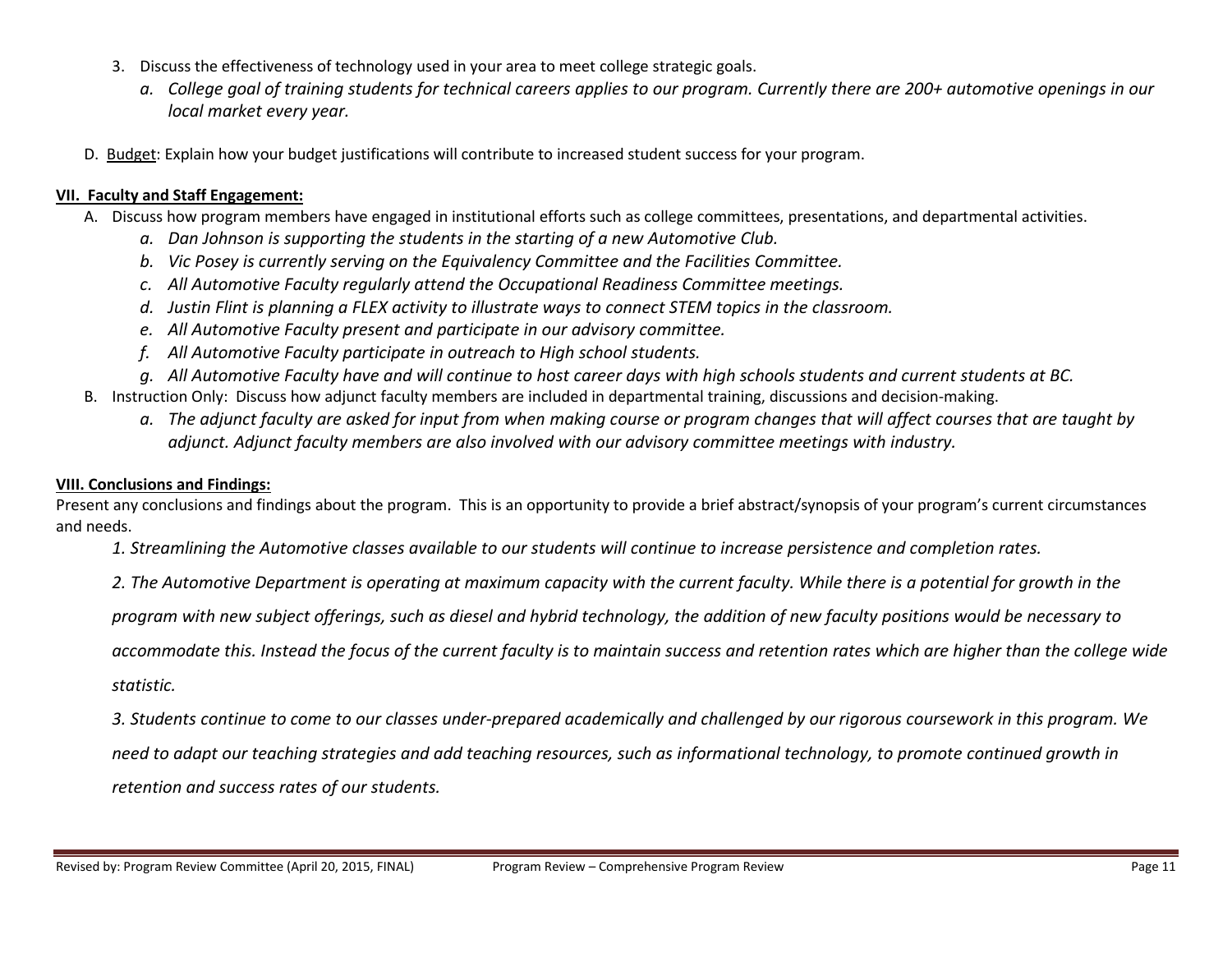3. Discuss the effectiveness of technology used in your area to meet college strategic goals.
   *a. College goal of training students for technical careers applies to our program. Currently there are 200+ automotive openings in our local market every year.*

D. Budget: Explain how your budget justifications will contribute to increased student success for your program.

## VII. Faculty and Staff Engagement:

A. Discuss how program members have engaged in institutional efforts such as college committees, presentations, and departmental activities.
   *a. Dan Johnson is supporting the students in the starting of a new Automotive Club.*
   *b. Vic Posey is currently serving on the Equivalency Committee and the Facilities Committee.*
   *c. All Automotive Faculty regularly attend the Occupational Readiness Committee meetings.*
   *d. Justin Flint is planning a FLEX activity to illustrate ways to connect STEM topics in the classroom.*
   *e. All Automotive Faculty present and participate in our advisory committee.*
   *f. All Automotive Faculty participate in outreach to High school students.*
   *g. All Automotive Faculty have and will continue to host career days with high schools students and current students at BC.*

B. Instruction Only: Discuss how adjunct faculty members are included in departmental training, discussions and decision-making.
   *a. The adjunct faculty are asked for input from when making course or program changes that will affect courses that are taught by adjunct. Adjunct faculty members are also involved with our advisory committee meetings with industry.*

## VIII. Conclusions and Findings:

Present any conclusions and findings about the program. This is an opportunity to provide a brief abstract/synopsis of your program's current circumstances and needs.

*1. Streamlining the Automotive classes available to our students will continue to increase persistence and completion rates.*

*2. The Automotive Department is operating at maximum capacity with the current faculty. While there is a potential for growth in the program with new subject offerings, such as diesel and hybrid technology, the addition of new faculty positions would be necessary to accommodate this. Instead the focus of the current faculty is to maintain success and retention rates which are higher than the college wide statistic.*

*3. Students continue to come to our classes under-prepared academically and challenged by our rigorous coursework in this program. We need to adapt our teaching strategies and add teaching resources, such as informational technology, to promote continued growth in retention and success rates of our students.*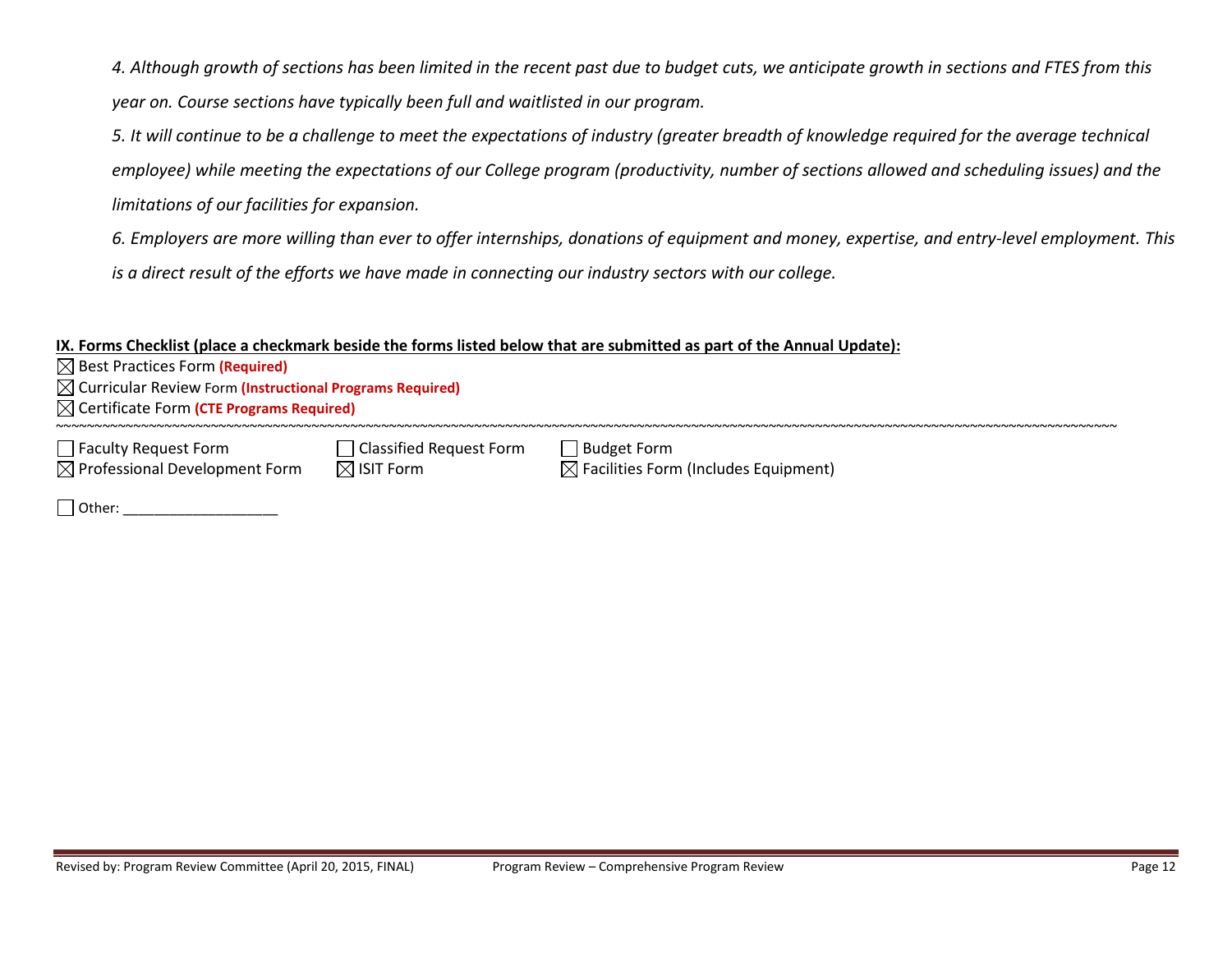*4. Although growth of sections has been limited in the recent past due to budget cuts, we anticipate growth in sections and FTES from this year on. Course sections have typically been full and waitlisted in our program.*

*5. It will continue to be a challenge to meet the expectations of industry (greater breadth of knowledge required for the average technical employee) while meeting the expectations of our College program (productivity, number of sections allowed and scheduling issues) and the limitations of our facilities for expansion.*

*6. Employers are more willing than ever to offer internships, donations of equipment and money, expertise, and entry-level employment. This is a direct result of the efforts we have made in connecting our industry sectors with our college.*

**IX. Forms Checklist (place a checkmark beside the forms listed below that are submitted as part of the Annual Update):**

☒ Best Practices Form **(Required)**
☒ Curricular Review Form **(Instructional Programs Required)**
☒ Certificate Form **(CTE Programs Required)**

~~~~~~~~~~~~~~~~~~~~~~~~~~~~~~~~~~~~~~~~~~~~~~~~~~~~~~~~~~~~~~~~~~~~~~~~~~~~~~~~~~~~~~~~~~~~~~~~~~~~~~~~~~~~~~~~~~~~~~~~~~~~

☐ Faculty Request Form ☐ Classified Request Form ☐ Budget Form
☒ Professional Development Form ☒ ISIT Form ☒ Facilities Form (Includes Equipment)

☐ Other: ____________________